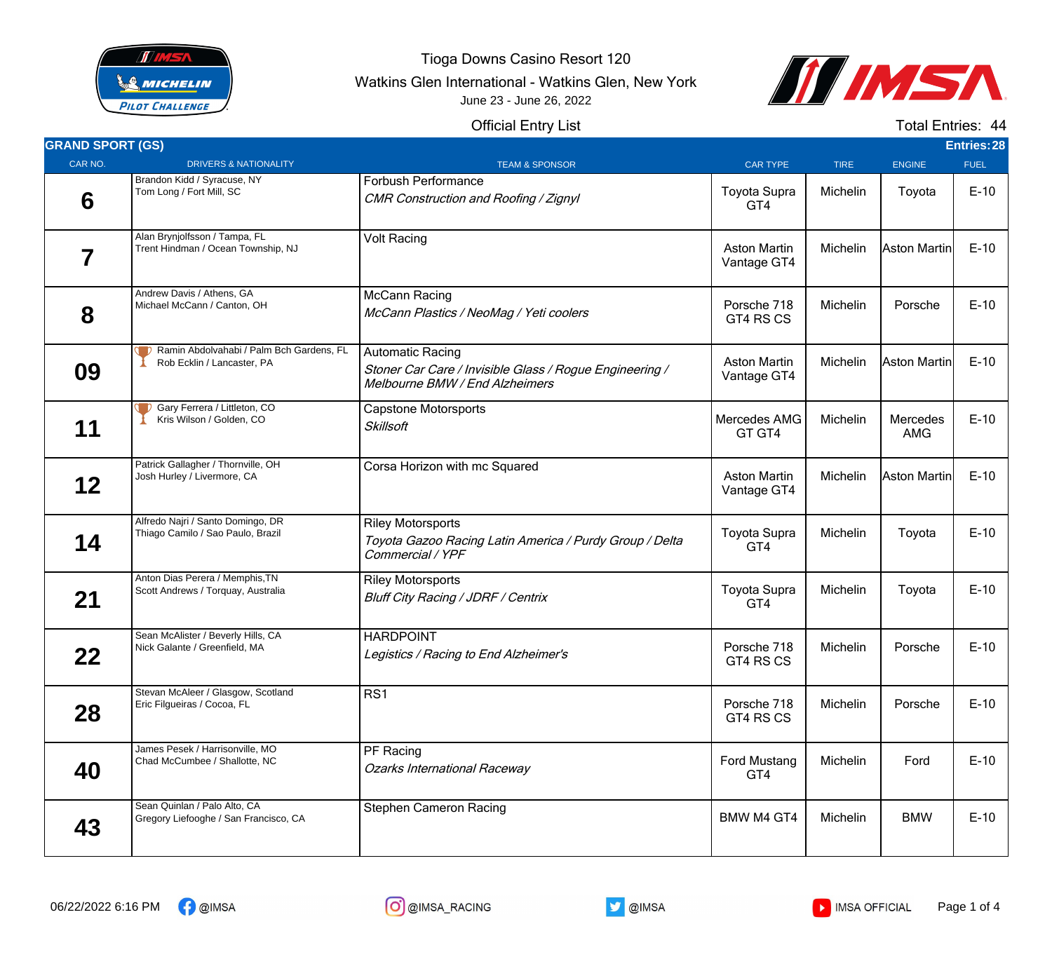Tioga Downs Casino Resort 120

Watkins Glen International - Watkins Glen, New York

June 23 - June 26, 2022

Official Entry List

Total Entries: 44

## GRAND SPORT (GS)

Entries: 28

| CAR NO. | DRIVERS & NATIONALITY | TEAM & SPONSOR | CAR TYPE | TIRE | ENGINE | FUEL |
|---|---|---|---|---|---|---|
| **6** | Brandon Kidd / Syracuse, NY<br>Tom Long / Fort Mill, SC | Forbush Performance<br>*CMR Construction and Roofing / Zignyl* | Toyota Supra GT4 | Michelin | Toyota | E-10 |
| **7** | Alan Brynjolfsson / Tampa, FL<br>Trent Hindman / Ocean Township, NJ | Volt Racing | Aston Martin Vantage GT4 | Michelin | Aston Martin | E-10 |
| **8** | Andrew Davis / Athens, GA<br>Michael McCann / Canton, OH | McCann Racing<br>*McCann Plastics / NeoMag / Yeti coolers* | Porsche 718 GT4 RS CS | Michelin | Porsche | E-10 |
| **09** | Ramin Abdolvahabi / Palm Bch Gardens, FL<br>Rob Ecklin / Lancaster, PA | Automatic Racing<br>*Stoner Car Care / Invisible Glass / Rogue Engineering / Melbourne BMW / End Alzheimers* | Aston Martin Vantage GT4 | Michelin | Aston Martin | E-10 |
| **11** | Gary Ferrera / Littleton, CO<br>Kris Wilson / Golden, CO | Capstone Motorsports<br>*Skillsoft* | Mercedes AMG GT GT4 | Michelin | Mercedes AMG | E-10 |
| **12** | Patrick Gallagher / Thornville, OH<br>Josh Hurley / Livermore, CA | Corsa Horizon with mc Squared | Aston Martin Vantage GT4 | Michelin | Aston Martin | E-10 |
| **14** | Alfredo Najri / Santo Domingo, DR<br>Thiago Camilo / Sao Paulo, Brazil | Riley Motorsports<br>*Toyota Gazoo Racing Latin America / Purdy Group / Delta Commercial / YPF* | Toyota Supra GT4 | Michelin | Toyota | E-10 |
| **21** | Anton Dias Perera / Memphis,TN<br>Scott Andrews / Torquay, Australia | Riley Motorsports<br>*Bluff City Racing / JDRF / Centrix* | Toyota Supra GT4 | Michelin | Toyota | E-10 |
| **22** | Sean McAlister / Beverly Hills, CA<br>Nick Galante / Greenfield, MA | HARDPOINT<br>*Legistics / Racing to End Alzheimer's* | Porsche 718 GT4 RS CS | Michelin | Porsche | E-10 |
| **28** | Stevan McAleer / Glasgow, Scotland<br>Eric Filgueiras / Cocoa, FL | RS1 | Porsche 718 GT4 RS CS | Michelin | Porsche | E-10 |
| **40** | James Pesek / Harrisonville, MO<br>Chad McCumbee / Shallotte, NC | PF Racing<br>*Ozarks International Raceway* | Ford Mustang GT4 | Michelin | Ford | E-10 |
| **43** | Sean Quinlan / Palo Alto, CA<br>Gregory Liefooghe / San Francisco, CA | Stephen Cameron Racing | BMW M4 GT4 | Michelin | BMW | E-10 |

06/22/2022 6:16 PM @IMSA @IMSA_RACING @IMSA IMSA OFFICIAL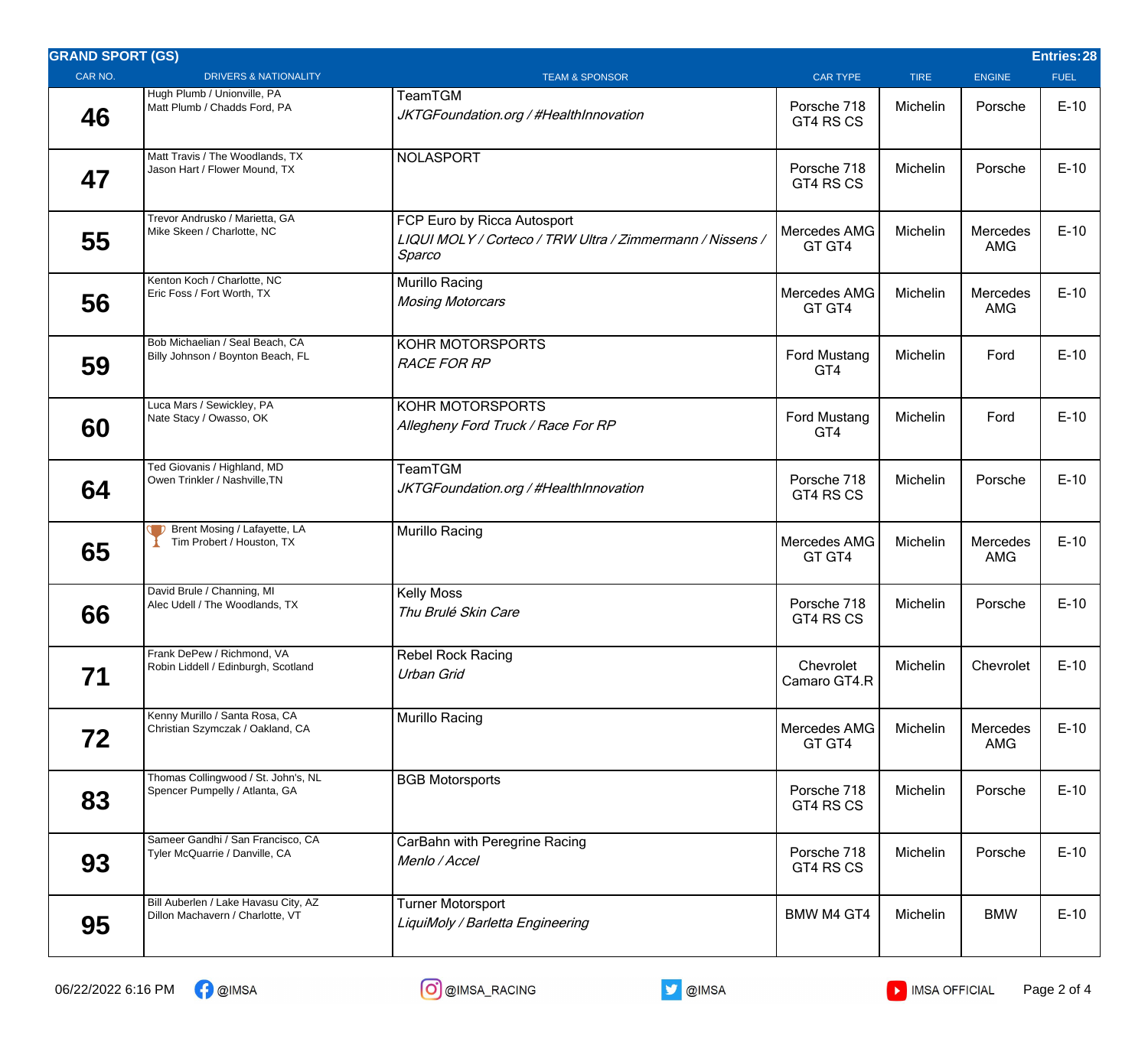## GRAND SPORT (GS)

**Entries: 28**

| CAR NO. | DRIVERS & NATIONALITY | TEAM & SPONSOR | CAR TYPE | TIRE | ENGINE | FUEL |
|---|---|---|---|---|---|---|
| 46 | Hugh Plumb / Unionville, PA<br>Matt Plumb / Chadds Ford, PA | TeamTGM<br>*JKTGFoundation.org / #HealthInnovation* | Porsche 718 GT4 RS CS | Michelin | Porsche | E-10 |
| 47 | Matt Travis / The Woodlands, TX<br>Jason Hart / Flower Mound, TX | NOLASPORT | Porsche 718 GT4 RS CS | Michelin | Porsche | E-10 |
| 55 | Trevor Andrusko / Marietta, GA<br>Mike Skeen / Charlotte, NC | FCP Euro by Ricca Autosport<br>*LIQUI MOLY / Corteco / TRW Ultra / Zimmermann / Nissens / Sparco* | Mercedes AMG GT GT4 | Michelin | Mercedes AMG | E-10 |
| 56 | Kenton Koch / Charlotte, NC<br>Eric Foss / Fort Worth, TX | Murillo Racing<br>*Mosing Motorcars* | Mercedes AMG GT GT4 | Michelin | Mercedes AMG | E-10 |
| 59 | Bob Michaelian / Seal Beach, CA<br>Billy Johnson / Boynton Beach, FL | KOHR MOTORSPORTS<br>*RACE FOR RP* | Ford Mustang GT4 | Michelin | Ford | E-10 |
| 60 | Luca Mars / Sewickley, PA<br>Nate Stacy / Owasso, OK | KOHR MOTORSPORTS<br>*Allegheny Ford Truck / Race For RP* | Ford Mustang GT4 | Michelin | Ford | E-10 |
| 64 | Ted Giovanis / Highland, MD<br>Owen Trinkler / Nashville,TN | TeamTGM<br>*JKTGFoundation.org / #HealthInnovation* | Porsche 718 GT4 RS CS | Michelin | Porsche | E-10 |
| 65 | 🏆 Brent Mosing / Lafayette, LA<br>Tim Probert / Houston, TX | Murillo Racing | Mercedes AMG GT GT4 | Michelin | Mercedes AMG | E-10 |
| 66 | David Brule / Channing, MI<br>Alec Udell / The Woodlands, TX | Kelly Moss<br>*Thu Brulé Skin Care* | Porsche 718 GT4 RS CS | Michelin | Porsche | E-10 |
| 71 | Frank DePew / Richmond, VA<br>Robin Liddell / Edinburgh, Scotland | Rebel Rock Racing<br>*Urban Grid* | Chevrolet Camaro GT4.R | Michelin | Chevrolet | E-10 |
| 72 | Kenny Murillo / Santa Rosa, CA<br>Christian Szymczak / Oakland, CA | Murillo Racing | Mercedes AMG GT GT4 | Michelin | Mercedes AMG | E-10 |
| 83 | Thomas Collingwood / St. John's, NL<br>Spencer Pumpelly / Atlanta, GA | BGB Motorsports | Porsche 718 GT4 RS CS | Michelin | Porsche | E-10 |
| 93 | Sameer Gandhi / San Francisco, CA<br>Tyler McQuarrie / Danville, CA | CarBahn with Peregrine Racing<br>*Menlo / Accel* | Porsche 718 GT4 RS CS | Michelin | Porsche | E-10 |
| 95 | Bill Auberlen / Lake Havasu City, AZ<br>Dillon Machavern / Charlotte, VT | Turner Motorsport<br>*LiquiMoly / Barletta Engineering* | BMW M4 GT4 | Michelin | BMW | E-10 |

06/22/2022 6:16 PM @IMSA @IMSA_RACING @IMSA IMSA OFFICIAL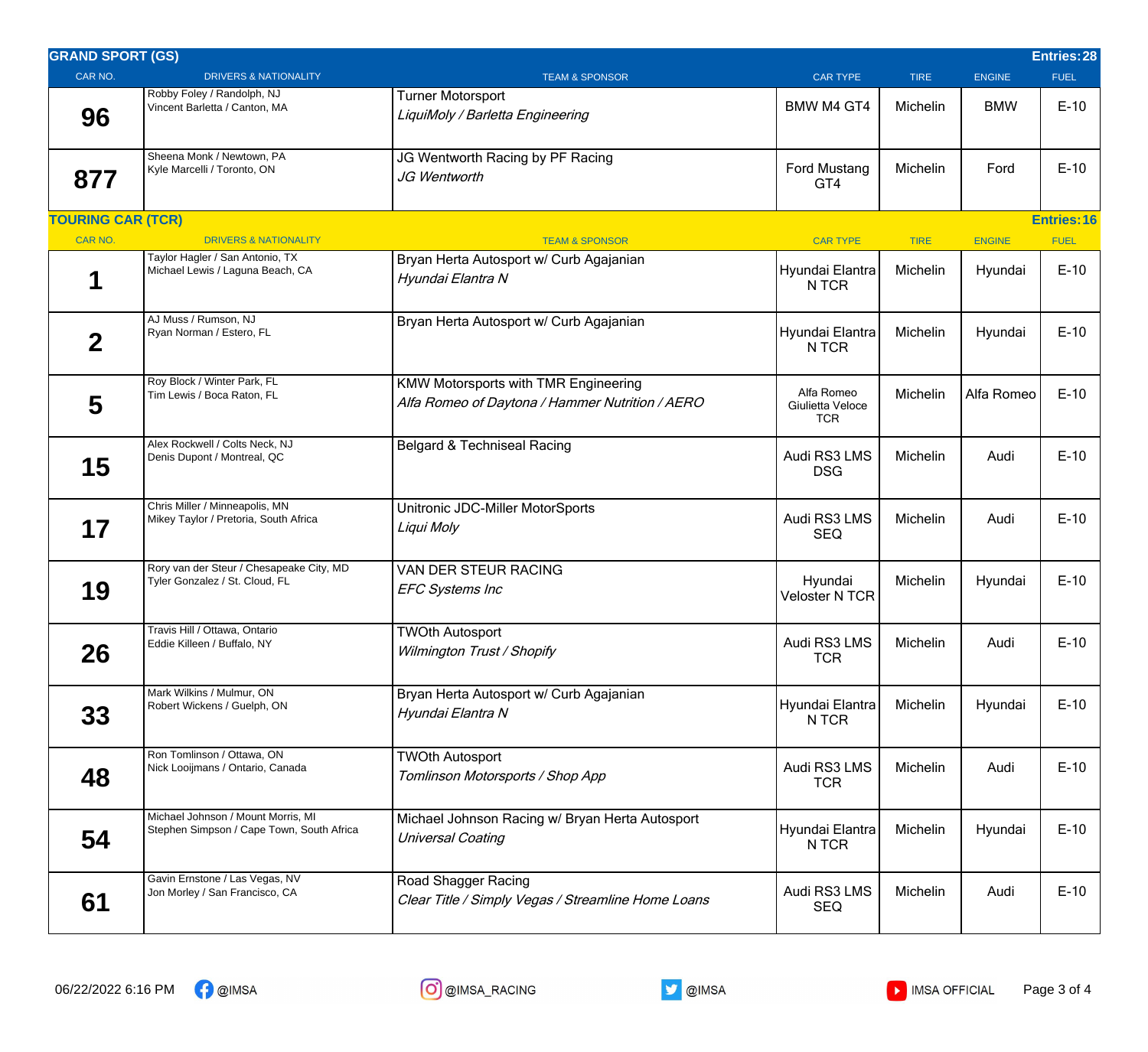## GRAND SPORT (GS)

Entries: 28

| CAR NO. | DRIVERS & NATIONALITY | TEAM & SPONSOR | CAR TYPE | TIRE | ENGINE | FUEL |
|---|---|---|---|---|---|---|
| 96 | Robby Foley / Randolph, NJ<br>Vincent Barletta / Canton, MA | Turner Motorsport<br>*LiquiMoly / Barletta Engineering* | BMW M4 GT4 | Michelin | BMW | E-10 |
| 877 | Sheena Monk / Newtown, PA<br>Kyle Marcelli / Toronto, ON | JG Wentworth Racing by PF Racing<br>*JG Wentworth* | Ford Mustang GT4 | Michelin | Ford | E-10 |

## TOURING CAR (TCR)

Entries: 16

| CAR NO. | DRIVERS & NATIONALITY | TEAM & SPONSOR | CAR TYPE | TIRE | ENGINE | FUEL |
|---|---|---|---|---|---|---|
| 1 | Taylor Hagler / San Antonio, TX<br>Michael Lewis / Laguna Beach, CA | Bryan Herta Autosport w/ Curb Agajanian<br>*Hyundai Elantra N* | Hyundai Elantra N TCR | Michelin | Hyundai | E-10 |
| 2 | AJ Muss / Rumson, NJ<br>Ryan Norman / Estero, FL | Bryan Herta Autosport w/ Curb Agajanian | Hyundai Elantra N TCR | Michelin | Hyundai | E-10 |
| 5 | Roy Block / Winter Park, FL<br>Tim Lewis / Boca Raton, FL | KMW Motorsports with TMR Engineering<br>*Alfa Romeo of Daytona / Hammer Nutrition / AERO* | Alfa Romeo Giulietta Veloce TCR | Michelin | Alfa Romeo | E-10 |
| 15 | Alex Rockwell / Colts Neck, NJ<br>Denis Dupont / Montreal, QC | Belgard & Techniseal Racing | Audi RS3 LMS DSG | Michelin | Audi | E-10 |
| 17 | Chris Miller / Minneapolis, MN<br>Mikey Taylor / Pretoria, South Africa | Unitronic JDC-Miller MotorSports<br>*Liqui Moly* | Audi RS3 LMS SEQ | Michelin | Audi | E-10 |
| 19 | Rory van der Steur / Chesapeake City, MD<br>Tyler Gonzalez / St. Cloud, FL | VAN DER STEUR RACING<br>*EFC Systems Inc* | Hyundai Veloster N TCR | Michelin | Hyundai | E-10 |
| 26 | Travis Hill / Ottawa, Ontario<br>Eddie Killeen / Buffalo, NY | TWOth Autosport<br>*Wilmington Trust / Shopify* | Audi RS3 LMS TCR | Michelin | Audi | E-10 |
| 33 | Mark Wilkins / Mulmur, ON<br>Robert Wickens / Guelph, ON | Bryan Herta Autosport w/ Curb Agajanian<br>*Hyundai Elantra N* | Hyundai Elantra N TCR | Michelin | Hyundai | E-10 |
| 48 | Ron Tomlinson / Ottawa, ON<br>Nick Looijmans / Ontario, Canada | TWOth Autosport<br>*Tomlinson Motorsports / Shop App* | Audi RS3 LMS TCR | Michelin | Audi | E-10 |
| 54 | Michael Johnson / Mount Morris, MI<br>Stephen Simpson / Cape Town, South Africa | Michael Johnson Racing w/ Bryan Herta Autosport<br>*Universal Coating* | Hyundai Elantra N TCR | Michelin | Hyundai | E-10 |
| 61 | Gavin Ernstone / Las Vegas, NV<br>Jon Morley / San Francisco, CA | Road Shagger Racing<br>*Clear Title / Simply Vegas / Streamline Home Loans* | Audi RS3 LMS SEQ | Michelin | Audi | E-10 |

06/22/2022 6:16 PM — @IMSA — @IMSA_RACING — @IMSA — IMSA OFFICIAL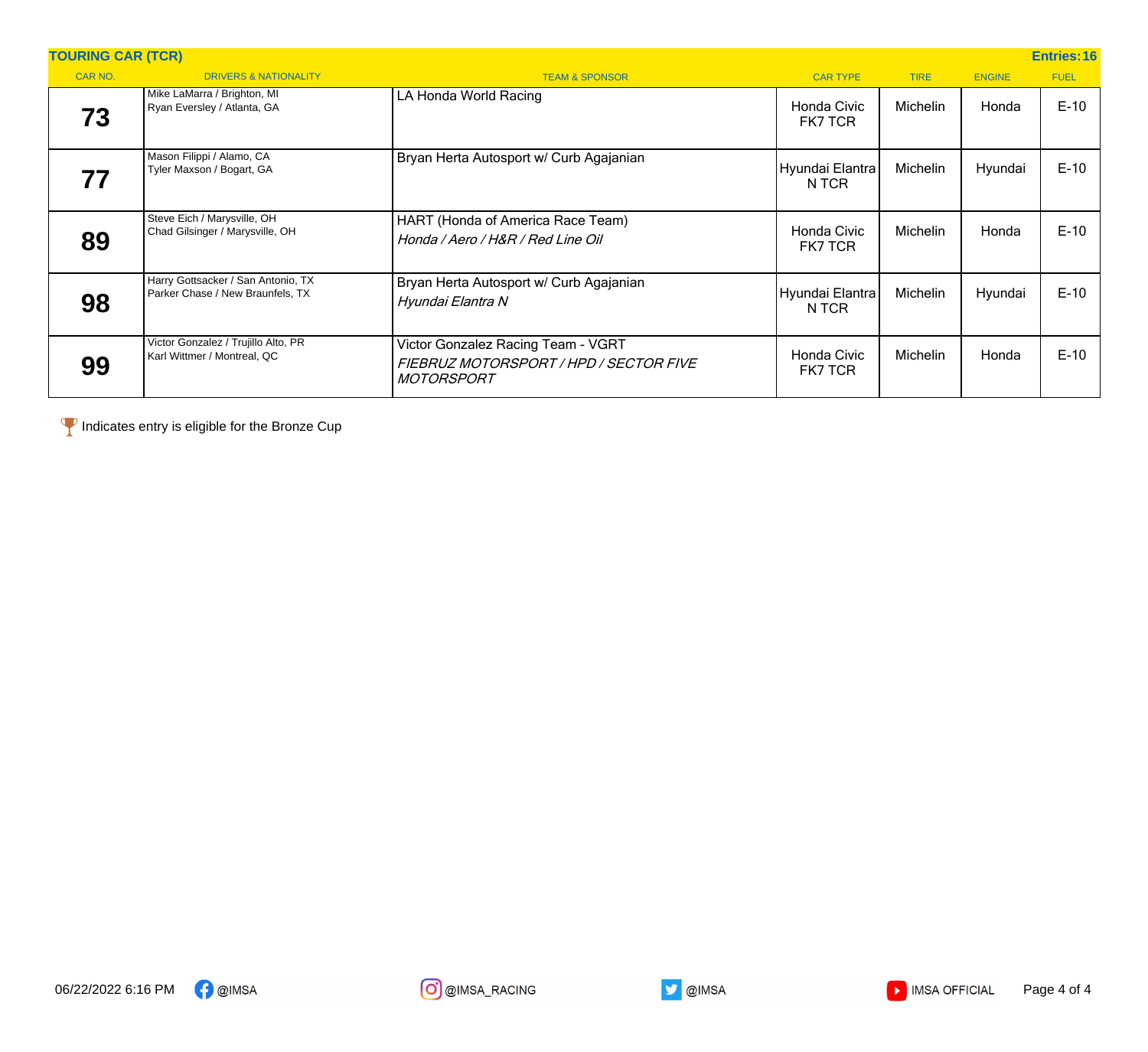## TOURING CAR (TCR)

**Entries: 16**

| CAR NO. | DRIVERS & NATIONALITY | TEAM & SPONSOR | CAR TYPE | TIRE | ENGINE | FUEL |
|---|---|---|---|---|---|---|
| **73** | Mike LaMarra / Brighton, MI<br>Ryan Eversley / Atlanta, GA | LA Honda World Racing | Honda Civic FK7 TCR | Michelin | Honda | E-10 |
| **77** | Mason Filippi / Alamo, CA<br>Tyler Maxson / Bogart, GA | Bryan Herta Autosport w/ Curb Agajanian | Hyundai Elantra N TCR | Michelin | Hyundai | E-10 |
| **89** | Steve Eich / Marysville, OH<br>Chad Gilsinger / Marysville, OH | HART (Honda of America Race Team)<br>*Honda / Aero / H&R / Red Line Oil* | Honda Civic FK7 TCR | Michelin | Honda | E-10 |
| **98** | Harry Gottsacker / San Antonio, TX<br>Parker Chase / New Braunfels, TX | Bryan Herta Autosport w/ Curb Agajanian<br>*Hyundai Elantra N* | Hyundai Elantra N TCR | Michelin | Hyundai | E-10 |
| **99** | Victor Gonzalez / Trujillo Alto, PR<br>Karl Wittmer / Montreal, QC | Victor Gonzalez Racing Team - VGRT<br>*FIEBRUZ MOTORSPORT / HPD / SECTOR FIVE MOTORSPORT* | Honda Civic FK7 TCR | Michelin | Honda | E-10 |

🏆 Indicates entry is eligible for the Bronze Cup

06/22/2022 6:16 PM @IMSA @IMSA_RACING @IMSA IMSA OFFICIAL